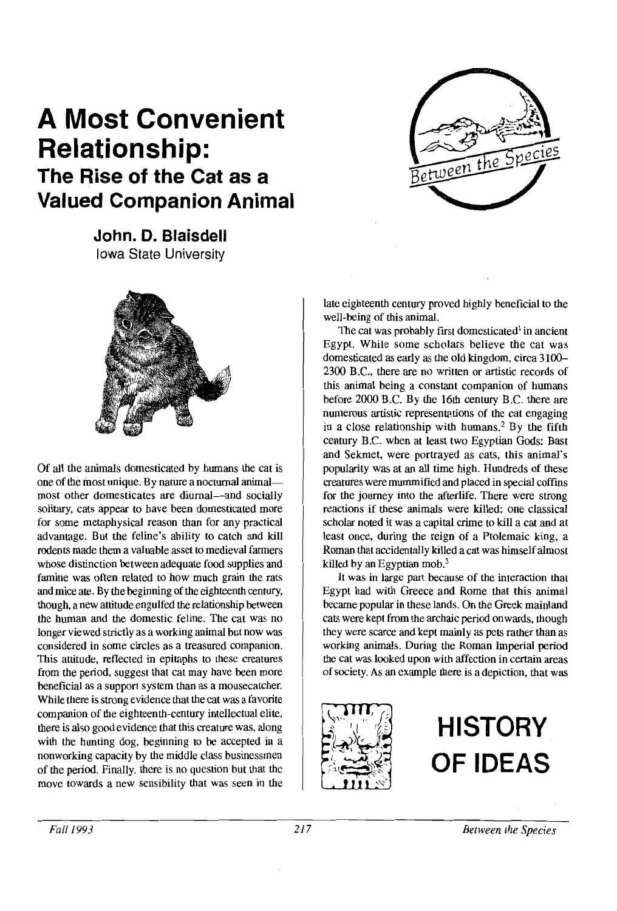# A Most Convenient Relationship:

## The Rise of the Cat as a Valued Companion Animal

**John. D. Blaisdell**
Iowa State University

Of all the animals domesticated by humans the cat is one of the most unique. By nature a nocturnal animal—most other domesticates are diurnal—and socially solitary, cats appear to have been domesticated more for some metaphysical reason than for any practical advantage. But the feline's ability to catch and kill rodents made them a valuable asset to medieval farmers whose distinction between adequate food supplies and famine was often related to how much grain the rats and mice ate. By the beginning of the eighteenth century, though, a new attitude engulfed the relationship between the human and the domestic feline. The cat was no longer viewed strictly as a working animal but now was considered in some circles as a treasured companion. This attitude, reflected in epitaphs to these creatures from the period, suggest that cat may have been more beneficial as a support system than as a mousecatcher. While there is strong evidence that the cat was a favorite companion of the eighteenth-century intellectual elite, there is also good evidence that this creature was, along with the hunting dog, beginning to be accepted in a nonworking capacity by the middle class businessmen of the period. Finally, there is no question but that the move towards a new sensibility that was seen in the late eighteenth century proved highly beneficial to the well-being of this animal.

The cat was probably first domesticated[1] in ancient Egypt. While some scholars believe the cat was domesticated as early as the old kingdom, circa 3100–2300 B.C., there are no written or artistic records of this animal being a constant companion of humans before 2000 B.C. By the 16th century B.C. there are numerous artistic representations of the cat engaging in a close relationship with humans.[2] By the fifth century B.C. when at least two Egyptian Gods: Bast and Sekmet, were portrayed as cats, this animal's popularity was at an all time high. Hundreds of these creatures were mummified and placed in special coffins for the journey into the afterlife. There were strong reactions if these animals were killed: one classical scholar noted it was a capital crime to kill a cat and at least once, during the reign of a Ptolemaic king, a Roman that accidentally killed a cat was himself almost killed by an Egyptian mob.[3]

It was in large part because of the interaction that Egypt had with Greece and Rome that this animal became popular in these lands. On the Greek mainland cats were kept from the archaic period onwards, though they were scarce and kept mainly as pets rather than as working animals. During the Roman Imperial period the cat was looked upon with affection in certain areas of society. As an example there is a depiction, that was

**HISTORY OF IDEAS**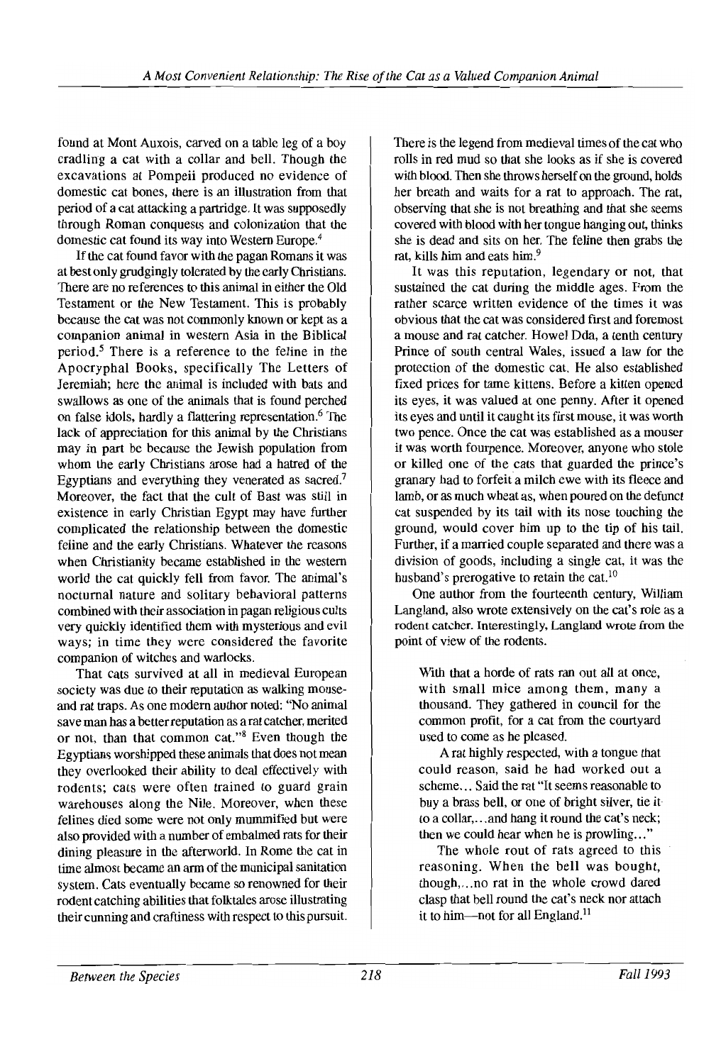found at Mont Auxois, carved on a table leg of a boy cradling a cat with a collar and bell. Though the excavations at Pompeii produced no evidence of domestic cat bones, there is an illustration from that period of a cat attacking a partridge. It was supposedly through Roman conquests and colonization that the domestic cat found its way into Western Europe.[4]

If the cat found favor with the pagan Romans it was at best only grudgingly tolerated by the early Christians. There are no references to this animal in either the Old Testament or the New Testament. This is probably because the cat was not commonly known or kept as a companion animal in western Asia in the Biblical period.[5] There is a reference to the feline in the Apocryphal Books, specifically The Letters of Jeremiah; here the animal is included with bats and swallows as one of the animals that is found perched on false idols, hardly a flattering representation.[6] The lack of appreciation for this animal by the Christians may in part be because the Jewish population from whom the early Christians arose had a hatred of the Egyptians and everything they venerated as sacred.[7] Moreover, the fact that the cult of Bast was still in existence in early Christian Egypt may have further complicated the relationship between the domestic feline and the early Christians. Whatever the reasons when Christianity became established in the western world the cat quickly fell from favor. The animal's nocturnal nature and solitary behavioral patterns combined with their association in pagan religious cults very quickly identified them with mysterious and evil ways; in time they were considered the favorite companion of witches and warlocks.

That cats survived at all in medieval European society was due to their reputation as walking mouse- and rat traps. As one modern author noted: "No animal save man has a better reputation as a rat catcher, merited or not, than that common cat."[8] Even though the Egyptians worshipped these animals that does not mean they overlooked their ability to deal effectively with rodents; cats were often trained to guard grain warehouses along the Nile. Moreover, when these felines died some were not only mummified but were also provided with a number of embalmed rats for their dining pleasure in the afterworld. In Rome the cat in time almost became an arm of the municipal sanitation system. Cats eventually became so renowned for their rodent catching abilities that folktales arose illustrating their cunning and craftiness with respect to this pursuit. There is the legend from medieval times of the cat who rolls in red mud so that she looks as if she is covered with blood. Then she throws herself on the ground, holds her breath and waits for a rat to approach. The rat, observing that she is not breathing and that she seems covered with blood with her tongue hanging out, thinks she is dead and sits on her. The feline then grabs the rat, kills him and eats him.[9]

It was this reputation, legendary or not, that sustained the cat during the middle ages. From the rather scarce written evidence of the times it was obvious that the cat was considered first and foremost a mouse and rat catcher. Howel Dda, a tenth century Prince of south central Wales, issued a law for the protection of the domestic cat. He also established fixed prices for tame kittens. Before a kitten opened its eyes, it was valued at one penny. After it opened its eyes and until it caught its first mouse, it was worth two pence. Once the cat was established as a mouser it was worth fourpence. Moreover, anyone who stole or killed one of the cats that guarded the prince's granary had to forfeit a milch ewe with its fleece and lamb, or as much wheat as, when poured on the defunct cat suspended by its tail with its nose touching the ground, would cover him up to the tip of his tail. Further, if a married couple separated and there was a division of goods, including a single cat, it was the husband's prerogative to retain the cat.[10]

One author from the fourteenth century, William Langland, also wrote extensively on the cat's role as a rodent catcher. Interestingly, Langland wrote from the point of view of the rodents.

> With that a horde of rats ran out all at once, with small mice among them, many a thousand. They gathered in council for the common profit, for a cat from the courtyard used to come as he pleased.
>
> A rat highly respected, with a tongue that could reason, said he had worked out a scheme... Said the rat "It seems reasonable to buy a brass bell, or one of bright silver, tie it to a collar,...and hang it round the cat's neck; then we could hear when he is prowling..."
>
> The whole rout of rats agreed to this reasoning. When the bell was bought, though,...no rat in the whole crowd dared clasp that bell round the cat's neck nor attach it to him—not for all England.[11]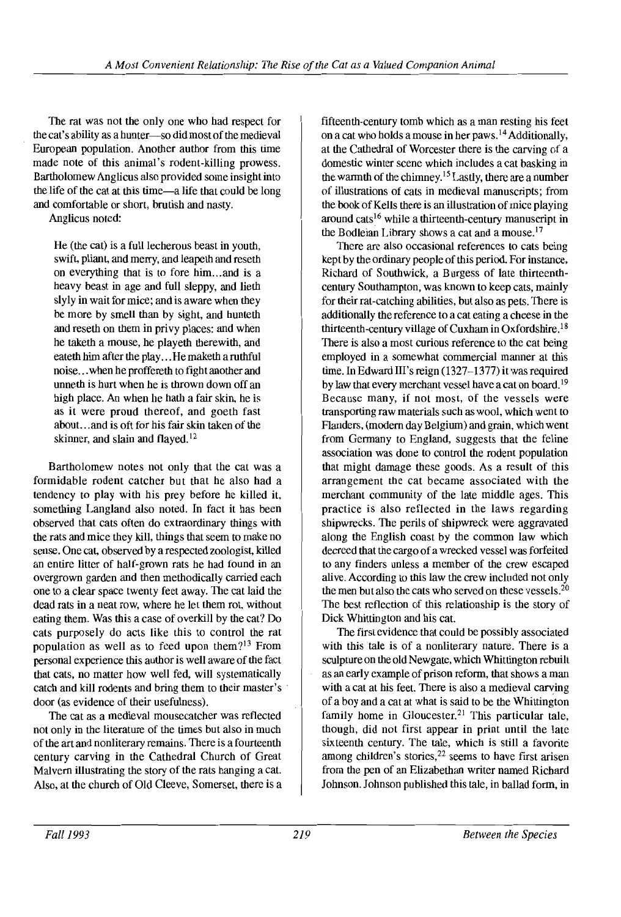The rat was not the only one who had respect for the cat's ability as a hunter—so did most of the medieval European population. Another author from this time made note of this animal's rodent-killing prowess. Bartholomew Anglicus also provided some insight into the life of the cat at this time—a life that could be long and comfortable or short, brutish and nasty.

Anglicus noted:

> He (the cat) is a full lecherous beast in youth, swift, pliant, and merry, and leapeth and reseth on everything that is to fore him...and is a heavy beast in age and full sleppy, and lieth slyly in wait for mice; and is aware when they be more by smell than by sight, and hunteth and reseth on them in privy places: and when he taketh a mouse, he playeth therewith, and eateth him after the play...He maketh a ruthful noise...when he proffereth to fight another and unneth is hurt when he is thrown down off an high place. An when he hath a fair skin, he is as it were proud thereof, and goeth fast about...and is oft for his fair skin taken of the skinner, and slain and flayed.[12]

Bartholomew notes not only that the cat was a formidable rodent catcher but that he also had a tendency to play with his prey before he killed it, something Langland also noted. In fact it has been observed that cats often do extraordinary things with the rats and mice they kill, things that seem to make no sense. One cat, observed by a respected zoologist, killed an entire litter of half-grown rats he had found in an overgrown garden and then methodically carried each one to a clear space twenty feet away. The cat laid the dead rats in a neat row, where he let them rot, without eating them. Was this a case of overkill by the cat? Do cats purposely do acts like this to control the rat population as well as to feed upon them?[13] From personal experience this author is well aware of the fact that cats, no matter how well fed, will systematically catch and kill rodents and bring them to their master's door (as evidence of their usefulness).

The cat as a medieval mousecatcher was reflected not only in the literature of the times but also in much of the art and nonliterary remains. There is a fourteenth century carving in the Cathedral Church of Great Malvern illustrating the story of the rats hanging a cat. Also, at the church of Old Cleeve, Somerset, there is a fifteenth-century tomb which as a man resting his feet on a cat who holds a mouse in her paws.[14] Additionally, at the Cathedral of Worcester there is the carving of a domestic winter scene which includes a cat basking in the warmth of the chimney.[15] Lastly, there are a number of illustrations of cats in medieval manuscripts; from the book of Kells there is an illustration of mice playing around cats[16] while a thirteenth-century manuscript in the Bodleian Library shows a cat and a mouse.[17]

There are also occasional references to cats being kept by the ordinary people of this period. For instance, Richard of Southwick, a Burgess of late thirteenth-century Southampton, was known to keep cats, mainly for their rat-catching abilities, but also as pets. There is additionally the reference to a cat eating a cheese in the thirteenth-century village of Cuxham in Oxfordshire.[18] There is also a most curious reference to the cat being employed in a somewhat commercial manner at this time. In Edward III's reign (1327–1377) it was required by law that every merchant vessel have a cat on board.[19] Because many, if not most, of the vessels were transporting raw materials such as wool, which went to Flanders, (modern day Belgium) and grain, which went from Germany to England, suggests that the feline association was done to control the rodent population that might damage these goods. As a result of this arrangement the cat became associated with the merchant community of the late middle ages. This practice is also reflected in the laws regarding shipwrecks. The perils of shipwreck were aggravated along the English coast by the common law which decreed that the cargo of a wrecked vessel was forfeited to any finders unless a member of the crew escaped alive. According to this law the crew included not only the men but also the cats who served on these vessels.[20] The best reflection of this relationship is the story of Dick Whittington and his cat.

The first evidence that could be possibly associated with this tale is of a nonliterary nature. There is a sculpture on the old Newgate, which Whittington rebuilt as an early example of prison reform, that shows a man with a cat at his feet. There is also a medieval carving of a boy and a cat at what is said to be the Whittington family home in Gloucester.[21] This particular tale, though, did not first appear in print until the late sixteenth century. The tale, which is still a favorite among children's stories,[22] seems to have first arisen from the pen of an Elizabethan writer named Richard Johnson. Johnson published this tale, in ballad form, in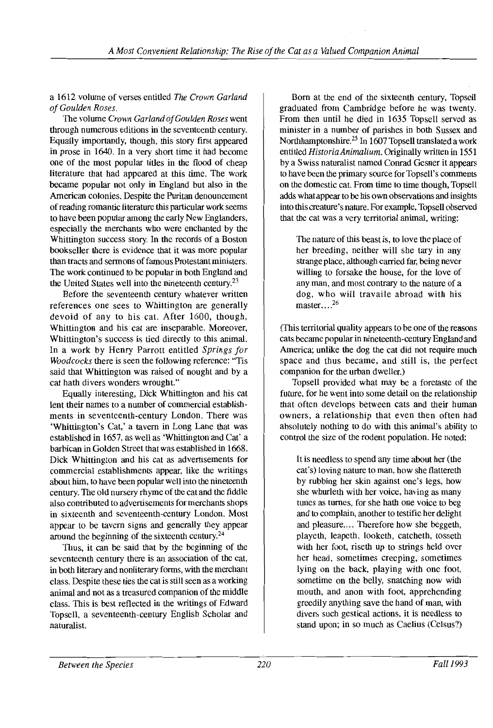a 1612 volume of verses entitled *The Crown Garland of Goulden Roses*.

The volume *Crown Garland of Goulden Roses* went through numerous editions in the seventeenth century. Equally importantly, though, this story first appeared in prose in 1640. In a very short time it had become one of the most popular titles in the flood of cheap literature that had appeared at this time. The work became popular not only in England but also in the American colonies. Despite the Puritan denouncement of reading romantic literature this particular work seems to have been popular among the early New Englanders, especially the merchants who were enchanted by the Whittington success story. In the records of a Boston bookseller there is evidence that it was more popular than tracts and sermons of famous Protestant ministers. The work continued to be popular in both England and the United States well into the nineteenth century.[23]

Before the seventeenth century whatever written references one sees to Whittington are generally devoid of any to his cat. After 1600, though, Whittington and his cat are inseparable. Moreover, Whittington's success is tied directly to this animal. In a work by Henry Parrott entitled *Springs for Woodcocks* there is seen the following reference: "Tis said that Whittington was raised of nought and by a cat hath divers wonders wrought."

Equally interesting, Dick Whittington and his cat lent their names to a number of commercial establishments in seventeenth-century London. There was 'Whittington's Cat,' a tavern in Long Lane that was established in 1657, as well as 'Whittington and Cat' a barbican in Golden Street that was established in 1668. Dick Whittington and his cat as advertisements for commercial establishments appear, like the writings about him, to have been popular well into the nineteenth century. The old nursery rhyme of the cat and the fiddle also contributed to advertisements for merchants shops in sixteenth and seventeenth-century London. Most appear to be tavern signs and generally they appear around the beginning of the sixteenth century.[24]

Thus, it can be said that by the beginning of the seventeenth century there is an association of the cat, in both literary and nonliterary forms, with the merchant class. Despite these ties the cat is still seen as a working animal and not as a treasured companion of the middle class. This is best reflected in the writings of Edward Topsell, a seventeenth-century English Scholar and naturalist.

Born at the end of the sixteenth century, Topsell graduated from Cambridge before he was twenty. From then until he died in 1635 Topsell served as minister in a number of parishes in both Sussex and Northhamptonshire.[25] In 1607 Topsell translated a work entitled *Historia Animalium*. Originally written in 1551 by a Swiss naturalist named Conrad Gesner it appears to have been the primary source for Topsell's comments on the domestic cat. From time to time though, Topsell adds what appear to be his own observations and insights into this creature's nature. For example, Topsell observed that the cat was a very territorial animal, writing:

> The nature of this beast is, to love the place of her breeding, neither will she tary in any strange place, although carried far, being never willing to forsake the house, for the love of any man, and most contrary to the nature of a dog, who will travaile abroad with his master....[26]

(This territorial quality appears to be one of the reasons cats became popular in nineteenth-century England and America; unlike the dog the cat did not require much space and thus became, and still is, the perfect companion for the urban dweller.)

Topsell provided what may be a foretaste of the future, for he went into some detail on the relationship that often develops between cats and their human owners, a relationship that even then often had absolutely nothing to do with this animal's ability to control the size of the rodent population. He noted:

> It is needless to spend any time about her (the cat's) loving nature to man, how she flattereth by rubbing her skin against one's legs, how she whurleth with her voice, having as many tunes as turnes, for she hath one voice to beg and to complain, another to testifie her delight and pleasure.... Therefore how she beggeth, playeth, leapeth, looketh, catcheth, tosseth with her foot, riseth up to strings held over her head, sometimes creeping, sometimes lying on the back, playing with one foot, sometime on the belly, snatching now with mouth, and anon with foot, apprehending greedily anything save the hand of man, with divers such gestical actions, it is needless to stand upon; in so much as Caelius (Celsus?)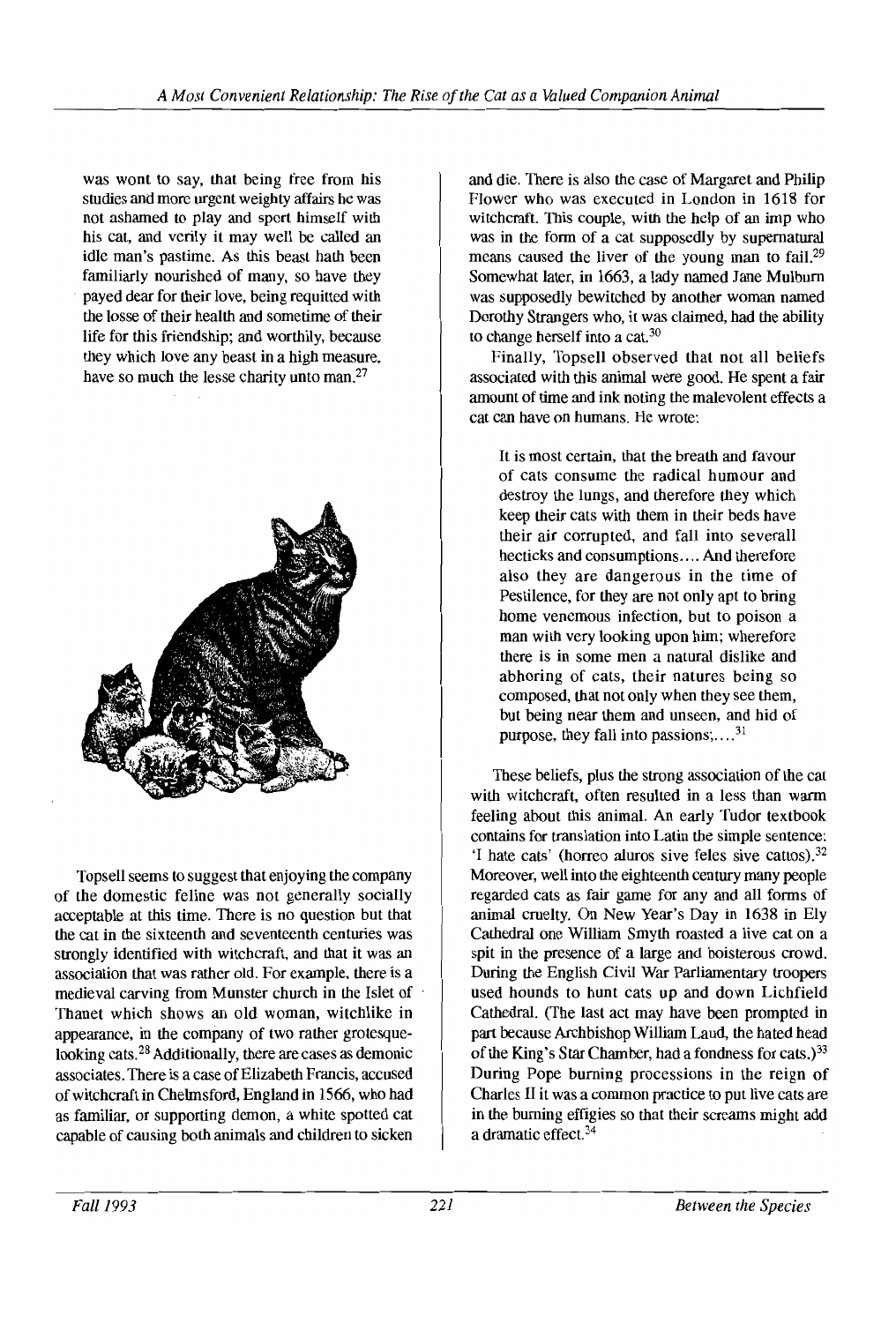was wont to say, that being free from his studies and more urgent weighty affairs he was not ashamed to play and sport himself with his cat, and verily it may well be called an idle man's pastime. As this beast hath been familiarly nourished of many, so have they payed dear for their love, being requitted with the losse of their health and sometime of their life for this friendship; and worthily, because they which love any beast in a high measure, have so much the lesse charity unto man.[27]

Topsell seems to suggest that enjoying the company of the domestic feline was not generally socially acceptable at this time. There is no question but that the cat in the sixteenth and seventeenth centuries was strongly identified with witchcraft, and that it was an association that was rather old. For example, there is a medieval carving from Munster church in the Islet of Thanet which shows an old woman, witchlike in appearance, in the company of two rather grotesque-looking cats.[28] Additionally, there are cases as demonic associates. There is a case of Elizabeth Francis, accused of witchcraft in Chelmsford, England in 1566, who had as familiar, or supporting demon, a white spotted cat capable of causing both animals and children to sicken and die. There is also the case of Margaret and Philip Flower who was executed in London in 1618 for witchcraft. This couple, with the help of an imp who was in the form of a cat supposedly by supernatural means caused the liver of the young man to fail.[29] Somewhat later, in 1663, a lady named Jane Mulburn was supposedly bewitched by another woman named Dorothy Strangers who, it was claimed, had the ability to change herself into a cat.[30]

Finally, Topsell observed that not all beliefs associated with this animal were good. He spent a fair amount of time and ink noting the malevolent effects a cat can have on humans. He wrote:

> It is most certain, that the breath and favour of cats consume the radical humour and destroy the lungs, and therefore they which keep their cats with them in their beds have their air corrupted, and fall into severall hecticks and consumptions.... And therefore also they are dangerous in the time of Pestilence, for they are not only apt to bring home venemous infection, but to poison a man with very looking upon him; wherefore there is in some men a natural dislike and abhoring of cats, their natures being so composed, that not only when they see them, but being near them and unseen, and hid of purpose, they fall into passions;....[31]

These beliefs, plus the strong association of the cat with witchcraft, often resulted in a less than warm feeling about this animal. An early Tudor textbook contains for translation into Latin the simple sentence: 'I hate cats' (horreo aluros sive feles sive cattos).[32] Moreover, well into the eighteenth century many people regarded cats as fair game for any and all forms of animal cruelty. On New Year's Day in 1638 in Ely Cathedral one William Smyth roasted a live cat on a spit in the presence of a large and boisterous crowd. During the English Civil War Parliamentary troopers used hounds to hunt cats up and down Lichfield Cathedral. (The last act may have been prompted in part because Archbishop William Laud, the hated head of the King's Star Chamber, had a fondness for cats.)[33] During Pope burning processions in the reign of Charles II it was a common practice to put live cats are in the burning effigies so that their screams might add a dramatic effect.[34]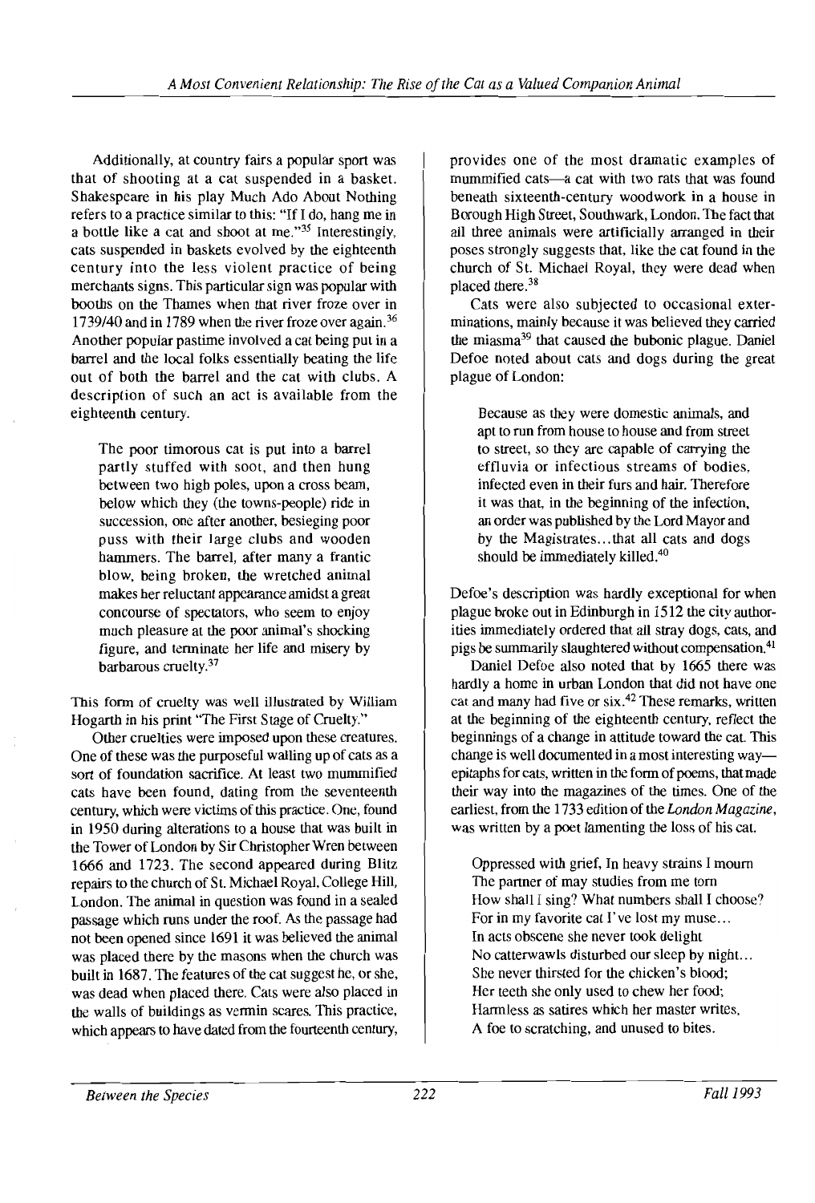Additionally, at country fairs a popular sport was that of shooting at a cat suspended in a basket. Shakespeare in his play Much Ado About Nothing refers to a practice similar to this: "If I do, hang me in a bottle like a cat and shoot at me."[35] Interestingly, cats suspended in baskets evolved by the eighteenth century into the less violent practice of being merchants signs. This particular sign was popular with booths on the Thames when that river froze over in 1739/40 and in 1789 when the river froze over again.[36] Another popular pastime involved a cat being put in a barrel and the local folks essentially beating the life out of both the barrel and the cat with clubs. A description of such an act is available from the eighteenth century.

> The poor timorous cat is put into a barrel partly stuffed with soot, and then hung between two high poles, upon a cross beam, below which they (the towns-people) ride in succession, one after another, besieging poor puss with their large clubs and wooden hammers. The barrel, after many a frantic blow, being broken, the wretched animal makes her reluctant appearance amidst a great concourse of spectators, who seem to enjoy much pleasure at the poor animal's shocking figure, and terminate her life and misery by barbarous cruelty.[37]

This form of cruelty was well illustrated by William Hogarth in his print "The First Stage of Cruelty."

Other cruelties were imposed upon these creatures. One of these was the purposeful walling up of cats as a sort of foundation sacrifice. At least two mummified cats have been found, dating from the seventeenth century, which were victims of this practice. One, found in 1950 during alterations to a house that was built in the Tower of London by Sir Christopher Wren between 1666 and 1723. The second appeared during Blitz repairs to the church of St. Michael Royal, College Hill, London. The animal in question was found in a sealed passage which runs under the roof. As the passage had not been opened since 1691 it was believed the animal was placed there by the masons when the church was built in 1687. The features of the cat suggest he, or she, was dead when placed there. Cats were also placed in the walls of buildings as vermin scares. This practice, which appears to have dated from the fourteenth century, provides one of the most dramatic examples of mummified cats—a cat with two rats that was found beneath sixteenth-century woodwork in a house in Borough High Street, Southwark, London. The fact that all three animals were artificially arranged in their poses strongly suggests that, like the cat found in the church of St. Michael Royal, they were dead when placed there.[38]

Cats were also subjected to occasional exterminations, mainly because it was believed they carried the miasma[39] that caused the bubonic plague. Daniel Defoe noted about cats and dogs during the great plague of London:

> Because as they were domestic animals, and apt to run from house to house and from street to street, so they are capable of carrying the effluvia or infectious streams of bodies, infected even in their furs and hair. Therefore it was that, in the beginning of the infection, an order was published by the Lord Mayor and by the Magistrates...that all cats and dogs should be immediately killed.[40]

Defoe's description was hardly exceptional for when plague broke out in Edinburgh in 1512 the city authorities immediately ordered that all stray dogs, cats, and pigs be summarily slaughtered without compensation.[41]

Daniel Defoe also noted that by 1665 there was hardly a home in urban London that did not have one cat and many had five or six.[42] These remarks, written at the beginning of the eighteenth century, reflect the beginnings of a change in attitude toward the cat. This change is well documented in a most interesting way—epitaphs for cats, written in the form of poems, that made their way into the magazines of the times. One of the earliest, from the 1733 edition of the *London Magazine*, was written by a poet lamenting the loss of his cat.

> Oppressed with grief, In heavy strains I mourn
> The partner of may studies from me torn
> How shall I sing? What numbers shall I choose?
> For in my favorite cat I've lost my muse...
> In acts obscene she never took delight
> No catterwawls disturbed our sleep by night...
> She never thirsted for the chicken's blood;
> Her teeth she only used to chew her food;
> Harmless as satires which her master writes,
> A foe to scratching, and unused to bites.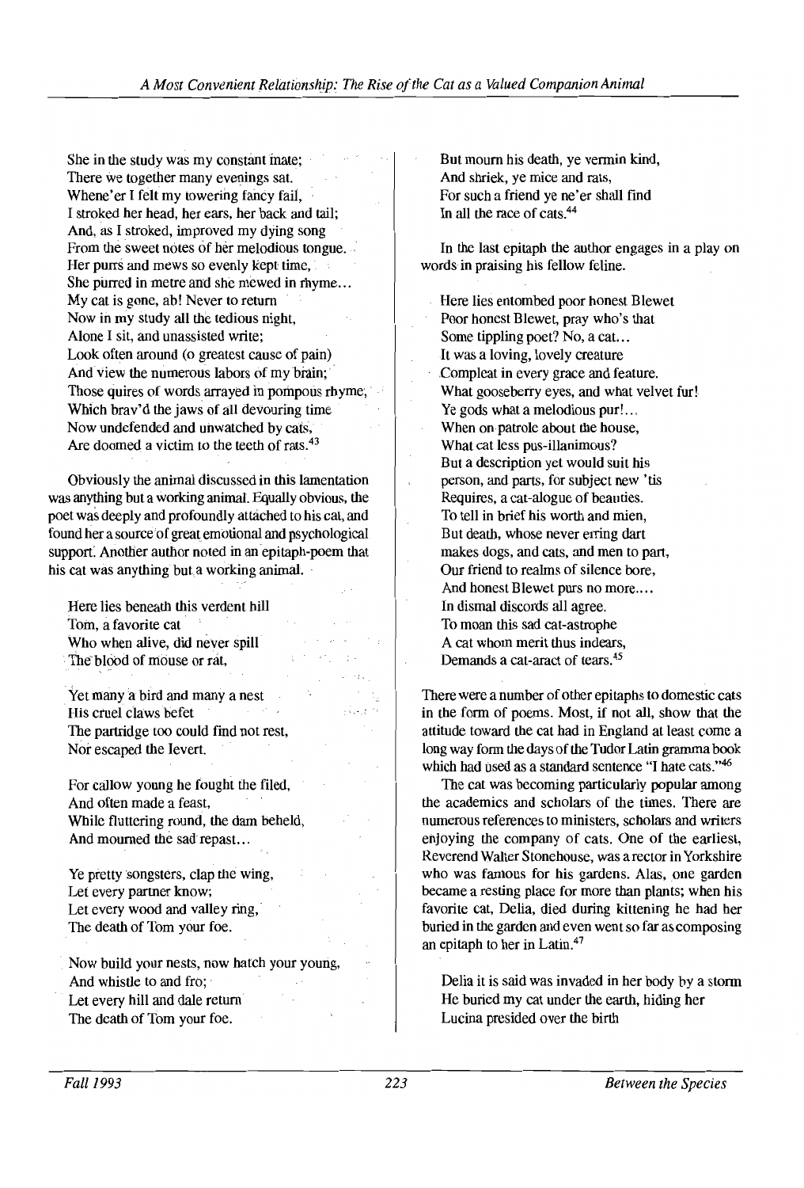She in the study was my constant mate;
There we together many evenings sat.
Whene'er I felt my towering fancy fail,
I stroked her head, her ears, her back and tail;
And, as I stroked, improved my dying song
From the sweet notes of her melodious tongue.
Her purrs and mews so evenly kept time,
She purred in metre and she mewed in rhyme...
My cat is gone, ah! Never to return
Now in my study all the tedious night,
Alone I sit, and unassisted write;
Look often around (o greatest cause of pain)
And view the numerous labors of my brain;
Those quires of words arrayed in pompous rhyme,
Which brav'd the jaws of all devouring time
Now undefended and unwatched by cats,
Are doomed a victim to the teeth of rats.[43]

Obviously the animal discussed in this lamentation was anything but a working animal. Equally obvious, the poet was deeply and profoundly attached to his cat, and found her a source of great emotional and psychological support. Another author noted in an epitaph-poem that his cat was anything but a working animal.

Here lies beneath this verdent hill
Tom, a favorite cat
Who when alive, did never spill
The blood of mouse or rat,

Yet many a bird and many a nest
His cruel claws befet
The partridge too could find not rest,
Nor escaped the levert.

For callow young he fought the filed,
And often made a feast,
While fluttering round, the dam beheld,
And mourned the sad repast...

Ye pretty songsters, clap the wing,
Let every partner know;
Let every wood and valley ring,
The death of Tom your foe.

Now build your nests, now hatch your young,
And whistle to and fro;
Let every hill and dale return
The death of Tom your foe.

But mourn his death, ye vermin kind,
And shriek, ye mice and rats,
For such a friend ye ne'er shall find
In all the race of cats.[44]

In the last epitaph the author engages in a play on words in praising his fellow feline.

Here lies entombed poor honest Blewet
Poor honest Blewet, pray who's that
Some tippling poet? No, a cat...
It was a loving, lovely creature
Compleat in every grace and feature.
What gooseberry eyes, and what velvet fur!
Ye gods what a melodious pur!...
When on patrole about the house,
What cat less pus-illanimous?
But a description yet would suit his
person, and parts, for subject new 'tis
Requires, a cat-alogue of beauties.
To tell in brief his worth and mien,
But death, whose never erring dart
makes dogs, and cats, and men to part,
Our friend to realms of silence bore,
And honest Blewet purs no more....
In dismal discords all agree.
To moan this sad cat-astrophe
A cat whom merit thus indears,
Demands a cat-aract of tears.[45]

There were a number of other epitaphs to domestic cats in the form of poems. Most, if not all, show that the attitude toward the cat had in England at least come a long way form the days of the Tudor Latin gramma book which had used as a standard sentence "I hate cats."[46]

The cat was becoming particularly popular among the academics and scholars of the times. There are numerous references to ministers, scholars and writers enjoying the company of cats. One of the earliest, Reverend Walter Stonehouse, was a rector in Yorkshire who was famous for his gardens. Alas, one garden became a resting place for more than plants; when his favorite cat, Delia, died during kittening he had her buried in the garden and even went so far as composing an epitaph to her in Latin.[47]

Delia it is said was invaded in her body by a storm
He buried my cat under the earth, hiding her
Lucina presided over the birth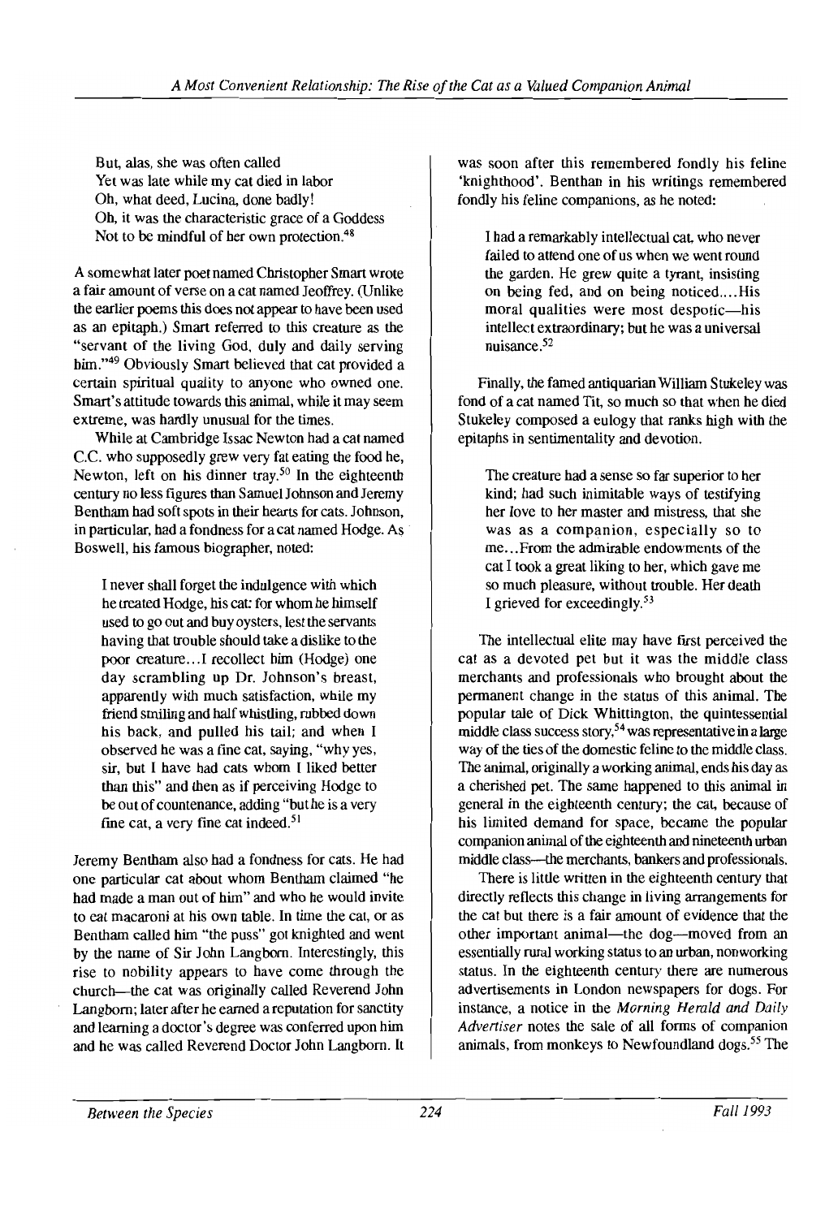But, alas, she was often called
Yet was late while my cat died in labor
Oh, what deed, Lucina, done badly!
Oh, it was the characteristic grace of a Goddess
Not to be mindful of her own protection.[48]

A somewhat later poet named Christopher Smart wrote a fair amount of verse on a cat named Jeoffrey. (Unlike the earlier poems this does not appear to have been used as an epitaph.) Smart referred to this creature as the "servant of the living God, duly and daily serving him."[49] Obviously Smart believed that cat provided a certain spiritual quality to anyone who owned one. Smart's attitude towards this animal, while it may seem extreme, was hardly unusual for the times.

While at Cambridge Issac Newton had a cat named C.C. who supposedly grew very fat eating the food he, Newton, left on his dinner tray.[50] In the eighteenth century no less figures than Samuel Johnson and Jeremy Bentham had soft spots in their hearts for cats. Johnson, in particular, had a fondness for a cat named Hodge. As Boswell, his famous biographer, noted:

> I never shall forget the indulgence with which he treated Hodge, his cat: for whom he himself used to go out and buy oysters, lest the servants having that trouble should take a dislike to the poor creature...I recollect him (Hodge) one day scrambling up Dr. Johnson's breast, apparently with much satisfaction, while my friend smiling and half whistling, rubbed down his back, and pulled his tail; and when I observed he was a fine cat, saying, "why yes, sir, but I have had cats whom I liked better than this" and then as if perceiving Hodge to be out of countenance, adding "but he is a very fine cat, a very fine cat indeed.[51]

Jeremy Bentham also had a fondness for cats. He had one particular cat about whom Bentham claimed "he had made a man out of him" and who he would invite to eat macaroni at his own table. In time the cat, or as Bentham called him "the puss" got knighted and went by the name of Sir John Langborn. Interestingly, this rise to nobility appears to have come through the church—the cat was originally called Reverend John Langborn; later after he earned a reputation for sanctity and learning a doctor's degree was conferred upon him and he was called Reverend Doctor John Langborn. It was soon after this remembered fondly his feline 'knighthood'. Benthan in his writings remembered fondly his feline companions, as he noted:

> I had a remarkably intellectual cat, who never failed to attend one of us when we went round the garden. He grew quite a tyrant, insisting on being fed, and on being noticed....His moral qualities were most despotic—his intellect extraordinary; but he was a universal nuisance.[52]

Finally, the famed antiquarian William Stukeley was fond of a cat named Tit, so much so that when he died Stukeley composed a eulogy that ranks high with the epitaphs in sentimentality and devotion.

> The creature had a sense so far superior to her kind; had such inimitable ways of testifying her love to her master and mistress, that she was as a companion, especially so to me...From the admirable endowments of the cat I took a great liking to her, which gave me so much pleasure, without trouble. Her death I grieved for exceedingly.[53]

The intellectual elite may have first perceived the cat as a devoted pet but it was the middle class merchants and professionals who brought about the permanent change in the status of this animal. The popular tale of Dick Whittington, the quintessential middle class success story,[54] was representative in a large way of the ties of the domestic feline to the middle class. The animal, originally a working animal, ends his day as a cherished pet. The same happened to this animal in general in the eighteenth century; the cat, because of his limited demand for space, became the popular companion animal of the eighteenth and nineteenth urban middle class—the merchants, bankers and professionals.

There is little written in the eighteenth century that directly reflects this change in living arrangements for the cat but there is a fair amount of evidence that the other important animal—the dog—moved from an essentially rural working status to an urban, nonworking status. In the eighteenth century there are numerous advertisements in London newspapers for dogs. For instance, a notice in the *Morning Herald and Daily Advertiser* notes the sale of all forms of companion animals, from monkeys to Newfoundland dogs.[55] The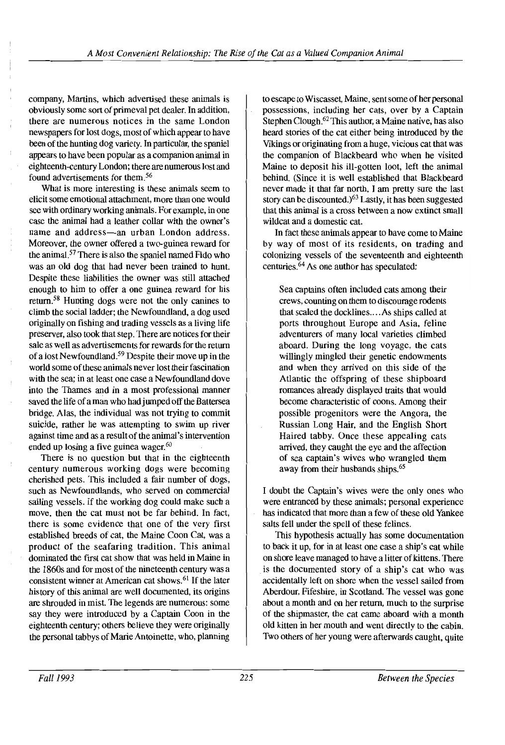company, Martins, which advertised these animals is obviously some sort of primeval pet dealer. In addition, there are numerous notices in the same London newspapers for lost dogs, most of which appear to have been of the hunting dog variety. In particular, the spaniel appears to have been popular as a companion animal in eighteenth-century London; there are numerous lost and found advertisements for them.[56]

What is more interesting is these animals seem to elicit some emotional attachment, more than one would see with ordinary working animals. For example, in one case the animal had a leather collar with the owner's name and address—an urban London address. Moreover, the owner offered a two-guinea reward for the animal.[57] There is also the spaniel named Fido who was an old dog that had never been trained to hunt. Despite these liabilities the owner was still attached enough to him to offer a one guinea reward for his return.[58] Hunting dogs were not the only canines to climb the social ladder; the Newfoundland, a dog used originally on fishing and trading vessels as a living life preserver, also took that step. There are notices for their sale as well as advertisements for rewards for the return of a lost Newfoundland.[59] Despite their move up in the world some of these animals never lost their fascination with the sea; in at least one case a Newfoundland dove into the Thames and in a most professional manner saved the life of a man who had jumped off the Battersea bridge. Alas, the individual was not trying to commit suicide, rather he was attempting to swim up river against time and as a result of the animal's intervention ended up losing a five guinea wager.[60]

There is no question but that in the eighteenth century numerous working dogs were becoming cherished pets. This included a fair number of dogs, such as Newfoundlands, who served on commercial sailing vessels. If the working dog could make such a move, then the cat must not be far behind. In fact, there is some evidence that one of the very first established breeds of cat, the Maine Coon Cat, was a product of the seafaring tradition. This animal dominated the first cat show that was held in Maine in the 1860s and for most of the nineteenth century was a consistent winner at American cat shows.[61] If the later history of this animal are well documented, its origins are shrouded in mist. The legends are numerous: some say they were introduced by a Captain Coon in the eighteenth century; others believe they were originally the personal tabbys of Marie Antoinette, who, planning to escape to Wiscasset, Maine, sent some of her personal possessions, including her cats, over by a Captain Stephen Clough.[62] This author, a Maine native, has also heard stories of the cat either being introduced by the Vikings or originating from a huge, vicious cat that was the companion of Blackbeard who when he visited Maine to deposit his ill-gotten loot, left the animal behind. (Since it is well established that Blackbeard never made it that far north, I am pretty sure the last story can be discounted.)[63] Lastly, it has been suggested that this animal is a cross between a now extinct small wildcat and a domestic cat.

In fact these animals appear to have come to Maine by way of most of its residents, on trading and colonizing vessels of the seventeenth and eighteenth centuries.[64] As one author has speculated:

> Sea captains often included cats among their crews, counting on them to discourage rodents that scaled the docklines.... As ships called at ports throughout Europe and Asia, feline adventurers of many local varieties climbed aboard. During the long voyage, the cats willingly mingled their genetic endowments and when they arrived on this side of the Atlantic the offspring of these shipboard romances already displayed traits that would become characteristic of coons. Among their possible progenitors were the Angora, the Russian Long Hair, and the English Short Haired tabby. Once these appealing cats arrived, they caught the eye and the affection of sea captain's wives who wrangled them away from their husbands ships.[65]

I doubt the Captain's wives were the only ones who were entranced by these animals; personal experience has indicated that more than a few of these old Yankee salts fell under the spell of these felines.

This hypothesis actually has some documentation to back it up, for in at least one case a ship's cat while on shore leave managed to have a litter of kittens. There is the documented story of a ship's cat who was accidentally left on shore when the vessel sailed from Aberdour, Fifeshire, in Scotland. The vessel was gone about a month and on her return, much to the surprise of the shipmaster, the cat came aboard with a month old kitten in her mouth and went directly to the cabin. Two others of her young were afterwards caught, quite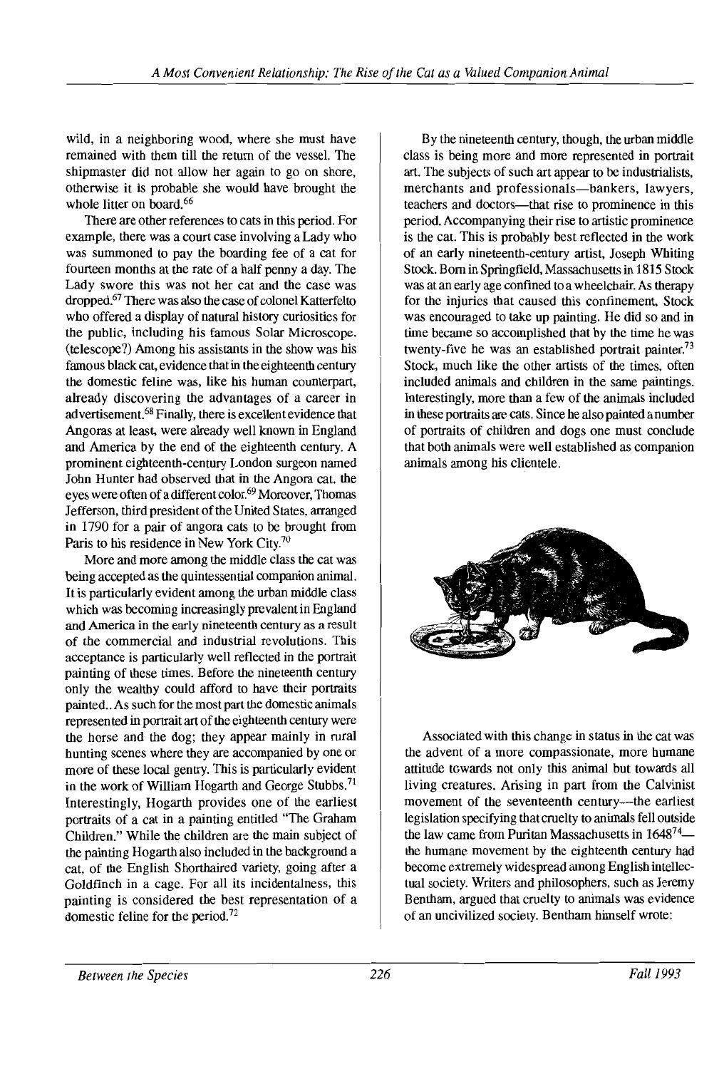wild, in a neighboring wood, where she must have remained with them till the return of the vessel. The shipmaster did not allow her again to go on shore, otherwise it is probable she would have brought the whole litter on board.[66]

There are other references to cats in this period. For example, there was a court case involving a Lady who was summoned to pay the boarding fee of a cat for fourteen months at the rate of a half penny a day. The Lady swore this was not her cat and the case was dropped.[67] There was also the case of colonel Katterfelto who offered a display of natural history curiosities for the public, including his famous Solar Microscope. (telescope?) Among his assistants in the show was his famous black cat, evidence that in the eighteenth century the domestic feline was, like his human counterpart, already discovering the advantages of a career in advertisement.[68] Finally, there is excellent evidence that Angoras at least, were already well known in England and America by the end of the eighteenth century. A prominent eighteenth-century London surgeon named John Hunter had observed that in the Angora cat, the eyes were often of a different color.[69] Moreover, Thomas Jefferson, third president of the United States, arranged in 1790 for a pair of angora cats to be brought from Paris to his residence in New York City.[70]

More and more among the middle class the cat was being accepted as the quintessential companion animal. It is particularly evident among the urban middle class which was becoming increasingly prevalent in England and America in the early nineteenth century as a result of the commercial and industrial revolutions. This acceptance is particularly well reflected in the portrait painting of these times. Before the nineteenth century only the wealthy could afford to have their portraits painted.. As such for the most part the domestic animals represented in portrait art of the eighteenth century were the horse and the dog; they appear mainly in rural hunting scenes where they are accompanied by one or more of these local gentry. This is particularly evident in the work of William Hogarth and George Stubbs.[71] Interestingly, Hogarth provides one of the earliest portraits of a cat in a painting entitled "The Graham Children." While the children are the main subject of the painting Hogarth also included in the background a cat, of the English Shorthaired variety, going after a Goldfinch in a cage. For all its incidentalness, this painting is considered the best representation of a domestic feline for the period.[72]

By the nineteenth century, though, the urban middle class is being more and more represented in portrait art. The subjects of such art appear to be industrialists, merchants and professionals—bankers, lawyers, teachers and doctors—that rise to prominence in this period. Accompanying their rise to artistic prominence is the cat. This is probably best reflected in the work of an early nineteenth-century artist, Joseph Whiting Stock. Born in Springfield, Massachusetts in 1815 Stock was at an early age confined to a wheelchair. As therapy for the injuries that caused this confinement, Stock was encouraged to take up painting. He did so and in time became so accomplished that by the time he was twenty-five he was an established portrait painter.[73] Stock, much like the other artists of the times, often included animals and children in the same paintings. Interestingly, more than a few of the animals included in these portraits are cats. Since he also painted a number of portraits of children and dogs one must conclude that both animals were well established as companion animals among his clientele.

Associated with this change in status in the cat was the advent of a more compassionate, more humane attitude towards not only this animal but towards all living creatures. Arising in part from the Calvinist movement of the seventeenth century—the earliest legislation specifying that cruelty to animals fell outside the law came from Puritan Massachusetts in 1648[74]—the humane movement by the eighteenth century had become extremely widespread among English intellectual society. Writers and philosophers, such as Jeremy Bentham, argued that cruelty to animals was evidence of an uncivilized society. Bentham himself wrote: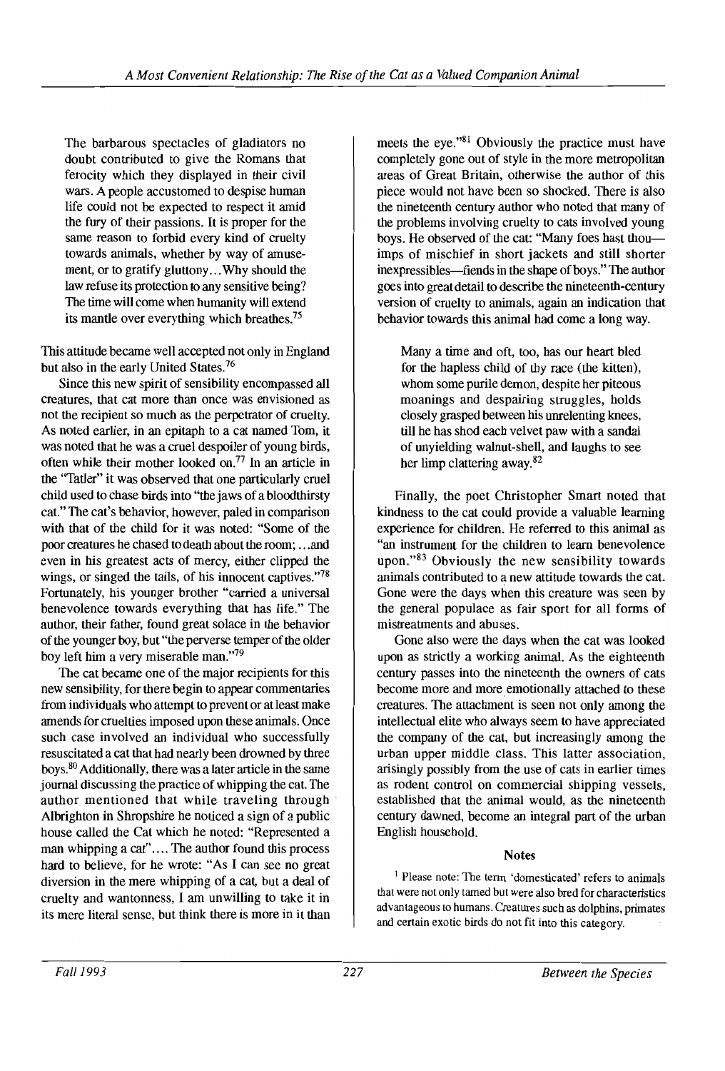> The barbarous spectacles of gladiators no doubt contributed to give the Romans that ferocity which they displayed in their civil wars. A people accustomed to despise human life could not be expected to respect it amid the fury of their passions. It is proper for the same reason to forbid every kind of cruelty towards animals, whether by way of amusement, or to gratify gluttony...Why should the law refuse its protection to any sensitive being? The time will come when humanity will extend its mantle over everything which breathes.[75]

This attitude became well accepted not only in England but also in the early United States.[76]

Since this new spirit of sensibility encompassed all creatures, that cat more than once was envisioned as not the recipient so much as the perpetrator of cruelty. As noted earlier, in an epitaph to a cat named Tom, it was noted that he was a cruel despoiler of young birds, often while their mother looked on.[77] In an article in the "Tatler" it was observed that one particularly cruel child used to chase birds into "the jaws of a bloodthirsty cat." The cat's behavior, however, paled in comparison with that of the child for it was noted: "Some of the poor creatures he chased to death about the room; ...and even in his greatest acts of mercy, either clipped the wings, or singed the tails, of his innocent captives."[78] Fortunately, his younger brother "carried a universal benevolence towards everything that has life." The author, their father, found great solace in the behavior of the younger boy, but "the perverse temper of the older boy left him a very miserable man."[79]

The cat became one of the major recipients for this new sensibility, for there begin to appear commentaries from individuals who attempt to prevent or at least make amends for cruelties imposed upon these animals. Once such case involved an individual who successfully resuscitated a cat that had nearly been drowned by three boys.[80] Additionally, there was a later article in the same journal discussing the practice of whipping the cat. The author mentioned that while traveling through Albrighton in Shropshire he noticed a sign of a public house called the Cat which he noted: "Represented a man whipping a cat".... The author found this process hard to believe, for he wrote: "As I can see no great diversion in the mere whipping of a cat, but a deal of cruelty and wantonness, I am unwilling to take it in its mere literal sense, but think there is more in it than meets the eye."[81] Obviously the practice must have completely gone out of style in the more metropolitan areas of Great Britain, otherwise the author of this piece would not have been so shocked. There is also the nineteenth century author who noted that many of the problems involving cruelty to cats involved young boys. He observed of the cat: "Many foes hast thou—imps of mischief in short jackets and still shorter inexpressibles—fiends in the shape of boys." The author goes into great detail to describe the nineteenth-century version of cruelty to animals, again an indication that behavior towards this animal had come a long way.

> Many a time and oft, too, has our heart bled for the hapless child of thy race (the kitten), whom some purile demon, despite her piteous moanings and despairing struggles, holds closely grasped between his unrelenting knees, till he has shod each velvet paw with a sandal of unyielding walnut-shell, and laughs to see her limp clattering away.[82]

Finally, the poet Christopher Smart noted that kindness to the cat could provide a valuable learning experience for children. He referred to this animal as "an instrument for the children to learn benevolence upon."[83] Obviously the new sensibility towards animals contributed to a new attitude towards the cat. Gone were the days when this creature was seen by the general populace as fair sport for all forms of mistreatments and abuses.

Gone also were the days when the cat was looked upon as strictly a working animal. As the eighteenth century passes into the nineteenth the owners of cats become more and more emotionally attached to these creatures. The attachment is seen not only among the intellectual elite who always seem to have appreciated the company of the cat, but increasingly among the urban upper middle class. This latter association, arisingly possibly from the use of cats in earlier times as rodent control on commercial shipping vessels, established that the animal would, as the nineteenth century dawned, become an integral part of the urban English household.

## Notes

[1] Please note: The term 'domesticated' refers to animals that were not only tamed but were also bred for characteristics advantageous to humans. Creatures such as dolphins, primates and certain exotic birds do not fit into this category.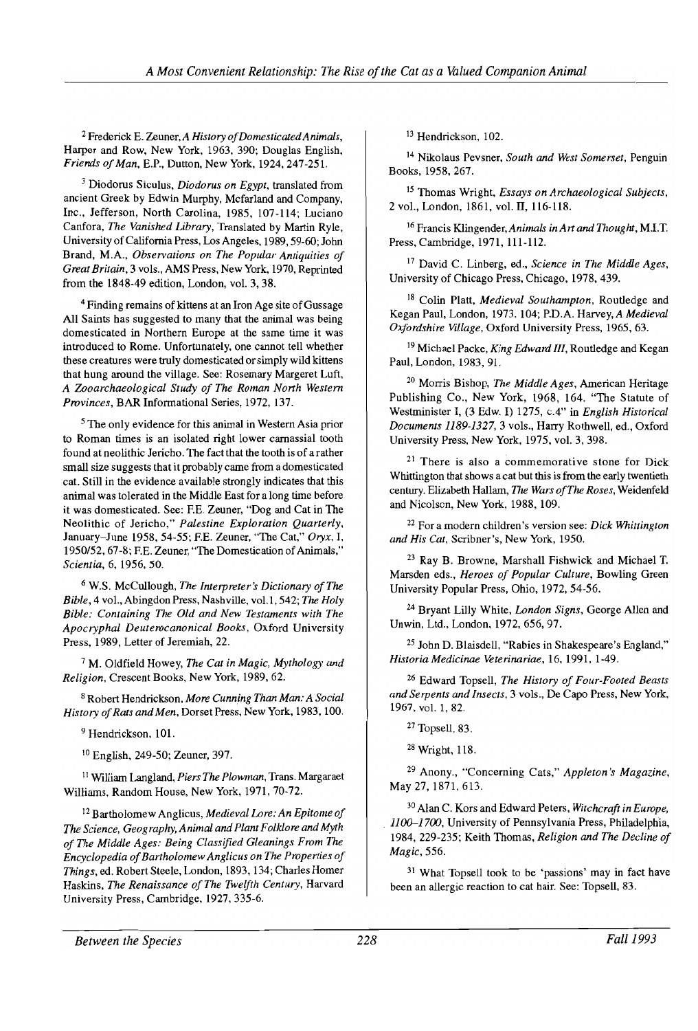[2] Frederick E. Zeuner, *A History of Domesticated Animals*, Harper and Row, New York, 1963, 390; Douglas English, *Friends of Man*, E.P., Dutton, New York, 1924, 247-251.

[3] Diodorus Siculus, *Diodorus on Egypt*, translated from ancient Greek by Edwin Murphy, Mcfarland and Company, Inc., Jefferson, North Carolina, 1985, 107-114; Luciano Canfora, *The Vanished Library*, Translated by Martin Ryle, University of California Press, Los Angeles, 1989, 59-60; John Brand, M.A., *Observations on The Popular Antiquities of Great Britain*, 3 vols., AMS Press, New York, 1970, Reprinted from the 1848-49 edition, London, vol. 3, 38.

[4] Finding remains of kittens at an Iron Age site of Gussage All Saints has suggested to many that the animal was being domesticated in Northern Europe at the same time it was introduced to Rome. Unfortunately, one cannot tell whether these creatures were truly domesticated or simply wild kittens that hung around the village. See: Rosemary Margeret Luft, *A Zooarchaeological Study of The Roman North Western Provinces*, BAR Informational Series, 1972, 137.

[5] The only evidence for this animal in Western Asia prior to Roman times is an isolated right lower carnassial tooth found at neolithic Jericho. The fact that the tooth is of a rather small size suggests that it probably came from a domesticated cat. Still in the evidence available strongly indicates that this animal was tolerated in the Middle East for a long time before it was domesticated. See: F.E. Zeuner, "Dog and Cat in The Neolithic of Jericho," *Palestine Exploration Quarterly*, January-June 1958, 54-55; F.E. Zeuner, "The Cat," *Oryx*, I, 1950/52, 67-8; F.E. Zeuner, "The Domestication of Animals," *Scientia*, 6, 1956, 50.

[6] W.S. McCullough, *The Interpreter's Dictionary of The Bible*, 4 vol., Abingdon Press, Nashville, vol.1, 542; *The Holy Bible: Containing The Old and New Testaments with The Apocryphal Deuterocanonical Books*, Oxford University Press, 1989, Letter of Jeremiah, 22.

[7] M. Oldfield Howey, *The Cat in Magic, Mythology and Religion*, Crescent Books, New York, 1989, 62.

[8] Robert Hendrickson, *More Cunning Than Man: A Social History of Rats and Men*, Dorset Press, New York, 1983, 100.

[9] Hendrickson, 101.

[10] English, 249-50; Zeuner, 397.

[11] William Langland, *Piers The Plowman*, Trans. Margaraet Williams, Random House, New York, 1971, 70-72.

[12] Bartholomew Anglicus, *Medieval Lore: An Epitome of The Science, Geography, Animal and Plant Folklore and Myth of The Middle Ages: Being Classified Gleanings From The Encyclopedia of Bartholomew Anglicus on The Properties of Things*, ed. Robert Steele, London, 1893, 134; Charles Homer Haskins, *The Renaissance of The Twelfth Century*, Harvard University Press, Cambridge, 1927, 335-6.

[13] Hendrickson, 102.

[14] Nikolaus Pevsner, *South and West Somerset*, Penguin Books, 1958, 267.

[15] Thomas Wright, *Essays on Archaeological Subjects*, 2 vol., London, 1861, vol. II, 116-118.

[16] Francis Klingender, *Animals in Art and Thought*, M.I.T. Press, Cambridge, 1971, 111-112.

[17] David C. Linberg, ed., *Science in The Middle Ages*, University of Chicago Press, Chicago, 1978, 439.

[18] Colin Platt, *Medieval Southampton*, Routledge and Kegan Paul, London, 1973. 104; P.D.A. Harvey, *A Medieval Oxfordshire Village*, Oxford University Press, 1965, 63.

[19] Michael Packe, *King Edward III*, Routledge and Kegan Paul, London, 1983, 91.

[20] Morris Bishop, *The Middle Ages*, American Heritage Publishing Co., New York, 1968, 164. "The Statute of Westminister I, (3 Edw. I) 1275, c.4" in *English Historical Documents 1189-1327*, 3 vols., Harry Rothwell, ed., Oxford University Press, New York, 1975, vol. 3, 398.

[21] There is also a commemorative stone for Dick Whittington that shows a cat but this is from the early twentieth century. Elizabeth Hallam, *The Wars of The Roses*, Weidenfeld and Nicolson, New York, 1988, 109.

[22] For a modern children's version see: *Dick Whittington and His Cat*, Scribner's, New York, 1950.

[23] Ray B. Browne, Marshall Fishwick and Michael T. Marsden eds., *Heroes of Popular Culture*, Bowling Green University Popular Press, Ohio, 1972, 54-56.

[24] Bryant Lilly White, *London Signs*, George Allen and Unwin, Ltd., London, 1972, 656, 97.

[25] John D. Blaisdell, "Rabies in Shakespeare's England," *Historia Medicinae Veterinariae*, 16, 1991, 1-49.

[26] Edward Topsell, *The History of Four-Footed Beasts and Serpents and Insects*, 3 vols., De Capo Press, New York, 1967, vol. 1, 82.

[27] Topsell, 83.

[28] Wright, 118.

[29] Anony., "Concerning Cats," *Appleton's Magazine*, May 27, 1871, 613.

[30] Alan C. Kors and Edward Peters, *Witchcraft in Europe, 1100-1700*, University of Pennsylvania Press, Philadelphia, 1984, 229-235; Keith Thomas, *Religion and The Decline of Magic*, 556.

[31] What Topsell took to be 'passions' may in fact have been an allergic reaction to cat hair. See: Topsell, 83.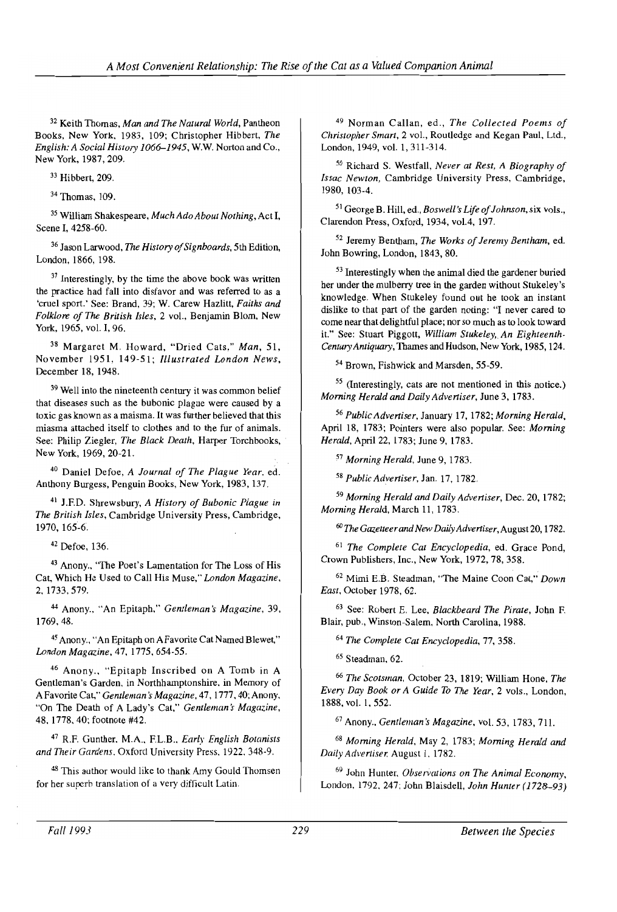[32] Keith Thomas, *Man and The Natural World*, Pantheon Books, New York, 1983, 109; Christopher Hibbert, *The English: A Social History 1066–1945*, W.W. Norton and Co., New York, 1987, 209.

[33] Hibbert, 209.

[34] Thomas, 109.

[35] William Shakespeare, *Much Ado About Nothing*, Act I, Scene I, 4258-60.

[36] Jason Larwood, *The History of Signboards*, 5th Edition, London, 1866, 198.

[37] Interestingly, by the time the above book was written the practice had fall into disfavor and was referred to as a 'cruel sport.' See: Brand, 39; W. Carew Hazlitt, *Faiths and Folklore of The British Isles*, 2 vol., Benjamin Blom, New York, 1965, vol. I, 96.

[38] Margaret M. Howard, "Dried Cats," *Man*, 51, November 1951, 149-51; *Illustrated London News*, December 18, 1948.

[39] Well into the nineteenth century it was common belief that diseases such as the bubonic plague were caused by a toxic gas known as a maisma. It was further believed that this miasma attached itself to clothes and to the fur of animals. See: Philip Ziegler, *The Black Death*, Harper Torchbooks, New York, 1969, 20-21.

[40] Daniel Defoe, *A Journal of The Plague Year*. ed. Anthony Burgess, Penguin Books, New York, 1983, 137.

[41] J.F.D. Shrewsbury, *A History of Bubonic Plague in The British Isles*, Cambridge University Press, Cambridge, 1970, 165-6.

[42] Defoe, 136.

[43] Anony., "The Poet's Lamentation for The Loss of His Cat, Which He Used to Call His Muse," *London Magazine*, 2, 1733, 579.

[44] Anony., "An Epitaph," *Gentleman's Magazine*, 39, 1769, 48.

[45] Anony., "An Epitaph on A Favorite Cat Named Blewet," *London Magazine*, 47, 1775, 654-55.

[46] Anony., "Epitaph Inscribed on A Tomb in A Gentleman's Garden, in Northhamptonshire, in Memory of A Favorite Cat," *Gentleman's Magazine*, 47, 1777, 40; Anony, "On The Death of A Lady's Cat," *Gentleman's Magazine*, 48, 1778, 40; footnote #42.

[47] R.F. Gunther, M.A., F.L.B., *Early English Botanists and Their Gardens*. Oxford University Press, 1922, 348-9.

[48] This author would like to thank Amy Gould Thomsen for her superb translation of a very difficult Latin.

[49] Norman Callan, ed., *The Collected Poems of Christopher Smart*, 2 vol., Routledge and Kegan Paul, Ltd., London, 1949, vol. 1, 311-314.

[50] Richard S. Westfall, *Never at Rest, A Biography of Issac Newton*, Cambridge University Press, Cambridge, 1980, 103-4.

[51] George B. Hill, ed., *Boswell's Life of Johnson*, six vols., Clarendon Press, Oxford, 1934, vol.4, 197.

[52] Jeremy Bentham, *The Works of Jeremy Bentham*, ed. John Bowring, London, 1843, 80.

[53] Interestingly when the animal died the gardener buried her under the mulberry tree in the garden without Stukeley's knowledge. When Stukeley found out he took an instant dislike to that part of the garden noting: "I never cared to come near that delightful place; nor so much as to look toward it." See: Stuart Piggott, *William Stukeley, An Eighteenth-Century Antiquary*, Thames and Hudson, New York, 1985, 124.

[54] Brown, Fishwick and Marsden, 55-59.

[55] (Interestingly, cats are not mentioned in this notice.) *Morning Herald and Daily Advertiser*, June 3, 1783.

[56] *Public Advertiser*, January 17, 1782; *Morning Herald*, April 18, 1783; Pointers were also popular. See: *Morning Herald*, April 22, 1783; June 9, 1783.

[57] *Morning Herald*, June 9, 1783.

[58] *Public Advertiser*, Jan. 17, 1782.

[59] *Morning Herald and Daily Advertiser*, Dec. 20, 1782; *Morning Herald*, March 11, 1783.

[60] *The Gazetteer and New Daily Advertiser*, August 20, 1782.

[61] *The Complete Cat Encyclopedia*, ed. Grace Pond, Crown Publishers, Inc., New York, 1972, 78, 358.

[62] Mimi E.B. Steadman, "The Maine Coon Cat," *Down East*, October 1978, 62.

[63] See: Robert E. Lee, *Blackbeard The Pirate*, John F. Blair, pub., Winston-Salem, North Carolina, 1988.

[64] *The Complete Cat Encyclopedia*, 77, 358.

[65] Steadman, 62.

[66] *The Scotsman*, October 23, 1819; William Hone, *The Every Day Book or A Guide To The Year*, 2 vols., London, 1888, vol. 1, 552.

[67] Anony., *Gentleman's Magazine*, vol. 53, 1783, 711.

[68] *Morning Herald*, May 2, 1783; *Morning Herald and Daily Advertiser*, August 1, 1782.

[69] John Hunter, *Observations on The Animal Economy*, London, 1792, 247; John Blaisdell, *John Hunter (1728–93)*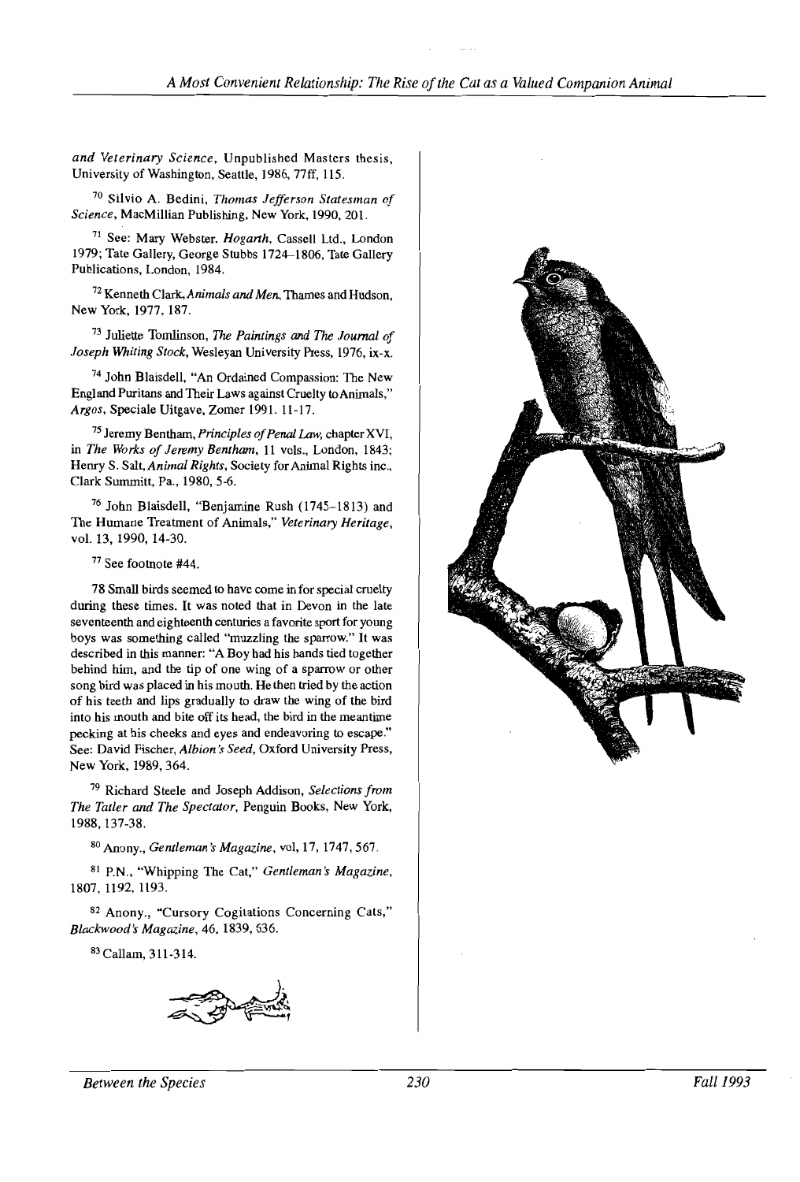*and Veterinary Science*, Unpublished Masters thesis, University of Washington, Seattle, 1986, 77ff, 115.

[70] Silvio A. Bedini, *Thomas Jefferson Statesman of Science*, MacMillian Publishing, New York, 1990, 201.

[71] See: Mary Webster, *Hogarth*, Cassell Ltd., London 1979; Tate Gallery, George Stubbs 1724–1806, Tate Gallery Publications, London, 1984.

[72] Kenneth Clark, *Animals and Men*, Thames and Hudson, New York, 1977, 187.

[73] Juliette Tomlinson, *The Paintings and The Journal of Joseph Whiting Stock*, Wesleyan University Press, 1976, ix-x.

[74] John Blaisdell, "An Ordained Compassion: The New England Puritans and Their Laws against Cruelty to Animals," *Argos*, Speciale Uitgave, Zomer 1991. 11-17.

[75] Jeremy Bentham, *Principles of Penal Law*, chapter XVI, in *The Works of Jeremy Bentham*, 11 vols., London, 1843; Henry S. Salt, *Animal Rights*, Society for Animal Rights inc., Clark Summitt, Pa., 1980, 5-6.

[76] John Blaisdell, "Benjamine Rush (1745–1813) and The Humane Treatment of Animals," *Veterinary Heritage*, vol. 13, 1990, 14-30.

[77] See footnote #44.

78 Small birds seemed to have come in for special cruelty during these times. It was noted that in Devon in the late seventeenth and eighteenth centuries a favorite sport for young boys was something called "muzzling the sparrow." It was described in this manner: "A Boy had his hands tied together behind him, and the tip of one wing of a sparrow or other song bird was placed in his mouth. He then tried by the action of his teeth and lips gradually to draw the wing of the bird into his mouth and bite off its head, the bird in the meantime pecking at his cheeks and eyes and endeavoring to escape." See: David Fischer, *Albion's Seed*, Oxford University Press, New York, 1989, 364.

[79] Richard Steele and Joseph Addison, *Selections from The Tatler and The Spectator*, Penguin Books, New York, 1988, 137-38.

[80] Anony., *Gentleman's Magazine*, vol, 17, 1747, 567.

[81] P.N., "Whipping The Cat," *Gentleman's Magazine*, 1807, 1192, 1193.

[82] Anony., "Cursory Cogitations Concerning Cats," *Blackwood's Magazine*, 46, 1839, 636.

[83] Callam, 311-314.